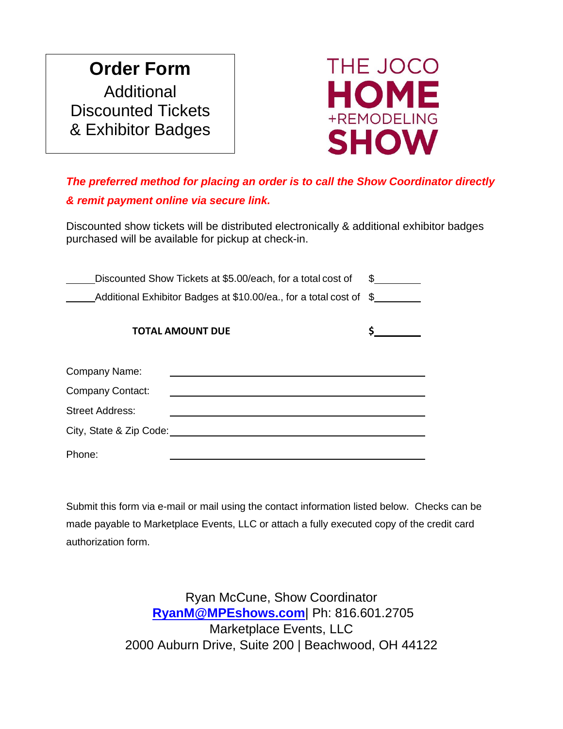# Order Form

Additional Discounted Tickets & Exhibitor Badges

THE JOCO **HOME** +REMODELING **SHOW**

***The preferred method for placing an order is to call the Show Coordinator directly & remit payment online via secure link.***

Discounted show tickets will be distributed electronically & additional exhibitor badges purchased will be available for pickup at check-in.

_____Discounted Show Tickets at $5.00/each, for a total cost of $________

_____Additional Exhibitor Badges at $10.00/ea., for a total cost of $________

**TOTAL AMOUNT DUE** **$________**

Company Name: ______________________________

Company Contact: ______________________________

Street Address: ______________________________

City, State & Zip Code: ______________________________

Phone: ______________________________

Submit this form via e-mail or mail using the contact information listed below. Checks can be made payable to Marketplace Events, LLC or attach a fully executed copy of the credit card authorization form.

Ryan McCune, Show Coordinator
**RyanM@MPEshows.com**| Ph: 816.601.2705
Marketplace Events, LLC
2000 Auburn Drive, Suite 200 | Beachwood, OH 44122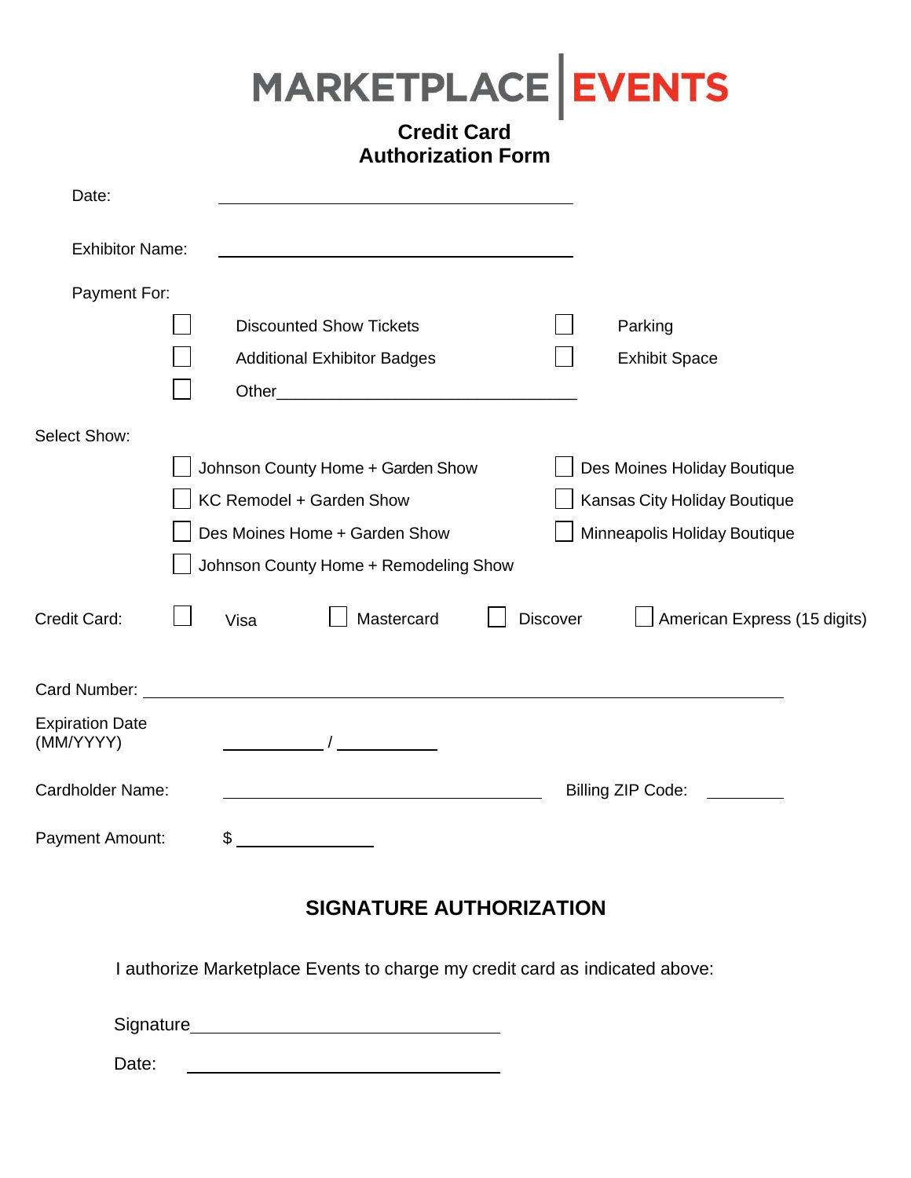# MARKETPLACE | EVENTS

## Credit Card Authorization Form

Date: ______________________________

Exhibitor Name: ______________________________

Payment For:

- ☐ Discounted Show Tickets
- ☐ Parking
- ☐ Additional Exhibitor Badges
- ☐ Exhibit Space
- ☐ Other______________________________

Select Show:

- ☐ Johnson County Home + Garden Show
- ☐ Des Moines Holiday Boutique
- ☐ KC Remodel + Garden Show
- ☐ Kansas City Holiday Boutique
- ☐ Des Moines Home + Garden Show
- ☐ Minneapolis Holiday Boutique
- ☐ Johnson County Home + Remodeling Show

Credit Card: ☐ Visa ☐ Mastercard ☐ Discover ☐ American Express (15 digits)

Card Number: ______________________________________________________

Expiration Date (MM/YYYY) __________ / __________

Cardholder Name: ______________________________ Billing ZIP Code: __________

Payment Amount: $ ______________

## SIGNATURE AUTHORIZATION

I authorize Marketplace Events to charge my credit card as indicated above:

Signature______________________________

Date: ______________________________